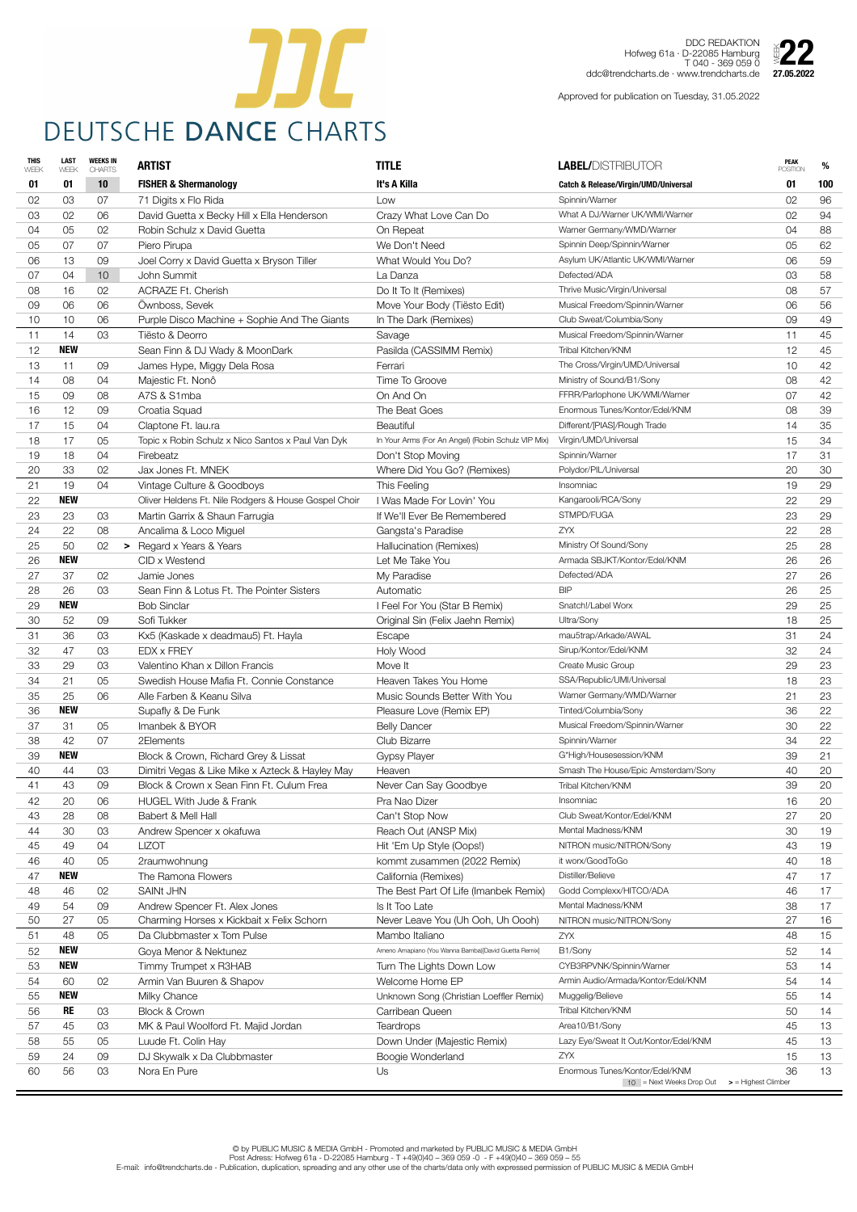# DEUTSCHE DANCE CHARTS

DDC REDAKTION
Hofweg 61a · D-22085 Hamburg
T 040 - 369 059 0
ddc@trendcharts.de · www.trendcharts.de

WEEK **22**
**27.05.2022**

Approved for publication on Tuesday, 31.05.2022

| THIS WEEK | LAST WEEK | WEEKS IN CHARTS | ARTIST | TITLE | LABEL/DISTRIBUTOR | PEAK POSITION | % |
|---|---|---|---|---|---|---|---|
| **01** | **01** | **10** | **FISHER & Shermanology** | **It's A Killa** | **Catch & Release/Virgin/UMD/Universal** | **01** | **100** |
| 02 | 03 | 07 | 71 Digits x Flo Rida | Low | Spinnin/Warner | 02 | 96 |
| 03 | 02 | 06 | David Guetta x Becky Hill x Ella Henderson | Crazy What Love Can Do | What A DJ/Warner UK/WMI/Warner | 02 | 94 |
| 04 | 05 | 02 | Robin Schulz x David Guetta | On Repeat | Warner Germany/WMD/Warner | 04 | 88 |
| 05 | 07 | 07 | Piero Pirupa | We Don't Need | Spinnin Deep/Spinnin/Warner | 05 | 62 |
| 06 | 13 | 09 | Joel Corry x David Guetta x Bryson Tiller | What Would You Do? | Asylum UK/Atlantic UK/WMI/Warner | 06 | 59 |
| 07 | 04 | 10 | John Summit | La Danza | Defected/ADA | 03 | 58 |
| 08 | 16 | 02 | ACRAZE Ft. Cherish | Do It To It (Remixes) | Thrive Music/Virgin/Universal | 08 | 57 |
| 09 | 06 | 06 | Öwnboss, Sevek | Move Your Body (Tiësto Edit) | Musical Freedom/Spinnin/Warner | 06 | 56 |
| 10 | 10 | 06 | Purple Disco Machine + Sophie And The Giants | In The Dark (Remixes) | Club Sweat/Columbia/Sony | 09 | 49 |
| 11 | 14 | 03 | Tiësto & Deorro | Savage | Musical Freedom/Spinnin/Warner | 11 | 45 |
| 12 | **NEW** | | Sean Finn & DJ Wady & MoonDark | Pasilda (CASSIMM Remix) | Tribal Kitchen/KNM | 12 | 45 |
| 13 | 11 | 09 | James Hype, Miggy Dela Rosa | Ferrari | The Cross/Virgin/UMD/Universal | 10 | 42 |
| 14 | 08 | 04 | Majestic Ft. Nonô | Time To Groove | Ministry of Sound/B1/Sony | 08 | 42 |
| 15 | 09 | 08 | A7S & S1mba | On And On | FFRR/Parlophone UK/WMI/Warner | 07 | 42 |
| 16 | 12 | 09 | Croatia Squad | The Beat Goes | Enormous Tunes/Kontor/Edel/KNM | 08 | 39 |
| 17 | 15 | 04 | Claptone Ft. lau.ra | Beautiful | Different/[PIAS]/Rough Trade | 14 | 35 |
| 18 | 17 | 05 | Topic x Robin Schulz x Nico Santos x Paul Van Dyk | In Your Arms (For An Angel) (Robin Schulz VIP Mix) | Virgin/UMD/Universal | 15 | 34 |
| 19 | 18 | 04 | Firebeatz | Don't Stop Moving | Spinnin/Warner | 17 | 31 |
| 20 | 33 | 02 | Jax Jones Ft. MNEK | Where Did You Go? (Remixes) | Polydor/PIL/Universal | 20 | 30 |
| 21 | 19 | 04 | Vintage Culture & Goodboys | This Feeling | Insomniac | 19 | 29 |
| 22 | **NEW** | | Oliver Heldens Ft. Nile Rodgers & House Gospel Choir | I Was Made For Lovin' You | Kangarooli/RCA/Sony | 22 | 29 |
| 23 | 23 | 03 | Martin Garrix & Shaun Farrugia | If We'll Ever Be Remembered | STMPD/FUGA | 23 | 29 |
| 24 | 22 | 08 | Ancalima & Loco Miguel | Gangsta's Paradise | ZYX | 22 | 28 |
| 25 | 50 | 02 | > Regard x Years & Years | Hallucination (Remixes) | Ministry Of Sound/Sony | 25 | 28 |
| 26 | **NEW** | | CID x Westend | Let Me Take You | Armada SBJKT/Kontor/Edel/KNM | 26 | 26 |
| 27 | 37 | 02 | Jamie Jones | My Paradise | Defected/ADA | 27 | 26 |
| 28 | 26 | 03 | Sean Finn & Lotus Ft. The Pointer Sisters | Automatic | BIP | 26 | 25 |
| 29 | **NEW** | | Bob Sinclar | I Feel For You (Star B Remix) | Snatch!/Label Worx | 29 | 25 |
| 30 | 52 | 09 | Sofi Tukker | Original Sin (Felix Jaehn Remix) | Ultra/Sony | 18 | 25 |
| 31 | 36 | 03 | Kx5 (Kaskade x deadmau5) Ft. Hayla | Escape | mau5trap/Arkade/AWAL | 31 | 24 |
| 32 | 47 | 03 | EDX x FREY | Holy Wood | Sirup/Kontor/Edel/KNM | 32 | 24 |
| 33 | 29 | 03 | Valentino Khan x Dillon Francis | Move It | Create Music Group | 29 | 23 |
| 34 | 21 | 05 | Swedish House Mafia Ft. Connie Constance | Heaven Takes You Home | SSA/Republic/UMI/Universal | 18 | 23 |
| 35 | 25 | 06 | Alle Farben & Keanu Silva | Music Sounds Better With You | Warner Germany/WMD/Warner | 21 | 23 |
| 36 | **NEW** | | Supafly & De Funk | Pleasure Love (Remix EP) | Tinted/Columbia/Sony | 36 | 22 |
| 37 | 31 | 05 | Imanbek & BYOR | Belly Dancer | Musical Freedom/Spinnin/Warner | 30 | 22 |
| 38 | 42 | 07 | 2Elements | Club Bizarre | Spinnin/Warner | 34 | 22 |
| 39 | **NEW** | | Block & Crown, Richard Grey & Lissat | Gypsy Player | G*High/Housesession/KNM | 39 | 21 |
| 40 | 44 | 03 | Dimitri Vegas & Like Mike x Azteck & Hayley May | Heaven | Smash The House/Epic Amsterdam/Sony | 40 | 20 |
| 41 | 43 | 09 | Block & Crown x Sean Finn Ft. Culum Frea | Never Can Say Goodbye | Tribal Kitchen/KNM | 39 | 20 |
| 42 | 20 | 06 | HUGEL With Jude & Frank | Pra Nao Dizer | Insomniac | 16 | 20 |
| 43 | 28 | 08 | Babert & Mell Hall | Can't Stop Now | Club Sweat/Kontor/Edel/KNM | 27 | 20 |
| 44 | 30 | 03 | Andrew Spencer x okafuwa | Reach Out (ANSP Mix) | Mental Madness/KNM | 30 | 19 |
| 45 | 49 | 04 | LIZOT | Hit 'Em Up Style (Oops!) | NITRON music/NITRON/Sony | 43 | 19 |
| 46 | 40 | 05 | 2raumwohnung | kommt zusammen (2022 Remix) | it worx/GoodToGo | 40 | 18 |
| 47 | **NEW** | | The Ramona Flowers | California (Remixes) | Distiller/Believe | 47 | 17 |
| 48 | 46 | 02 | SAINt JHN | The Best Part Of Life (Imanbek Remix) | Godd Complexx/HITCO/ADA | 46 | 17 |
| 49 | 54 | 09 | Andrew Spencer Ft. Alex Jones | Is It Too Late | Mental Madness/KNM | 38 | 17 |
| 50 | 27 | 05 | Charming Horses x Kickbait x Felix Schorn | Never Leave You (Uh Ooh, Uh Oooh) | NITRON music/NITRON/Sony | 27 | 16 |
| 51 | 48 | 05 | Da Clubbmaster x Tom Pulse | Mambo Italiano | ZYX | 48 | 15 |
| 52 | **NEW** | | Goya Menor & Nektunez | Ameno Amapiano (You Wanna Bamba)(David Guetta Remix) | B1/Sony | 52 | 14 |
| 53 | **NEW** | | Timmy Trumpet x R3HAB | Turn The Lights Down Low | CYB3RPVNK/Spinnin/Warner | 53 | 14 |
| 54 | 60 | 02 | Armin Van Buuren & Shapov | Welcome Home EP | Armin Audio/Armada/Kontor/Edel/KNM | 54 | 14 |
| 55 | **NEW** | | Milky Chance | Unknown Song (Christian Loeffler Remix) | Muggelig/Believe | 55 | 14 |
| 56 | **RE** | 03 | Block & Crown | Carribean Queen | Tribal Kitchen/KNM | 50 | 14 |
| 57 | 45 | 03 | MK & Paul Woolford Ft. Majid Jordan | Teardrops | Area10/B1/Sony | 45 | 13 |
| 58 | 55 | 05 | Luude Ft. Colin Hay | Down Under (Majestic Remix) | Lazy Eye/Sweat It Out/Kontor/Edel/KNM | 45 | 13 |
| 59 | 24 | 09 | DJ Skywalk x Da Clubbmaster | Boogie Wonderland | ZYX | 15 | 13 |
| 60 | 56 | 03 | Nora En Pure | Us | Enormous Tunes/Kontor/Edel/KNM | 36 | 13 |

10 = Next Weeks Drop Out    > = Highest Climber

© by PUBLIC MUSIC & MEDIA GmbH - Promoted and marketed by PUBLIC MUSIC & MEDIA GmbH
Post Adress: Hofweg 61a - D-22085 Hamburg - T +49(0)40 – 369 059 -0 - F +49(0)40 – 369 059 – 55
E-mail: info@trendcharts.de - Publication, duplication, spreading and any other use of the charts/data only with expressed permission of PUBLIC MUSIC & MEDIA GmbH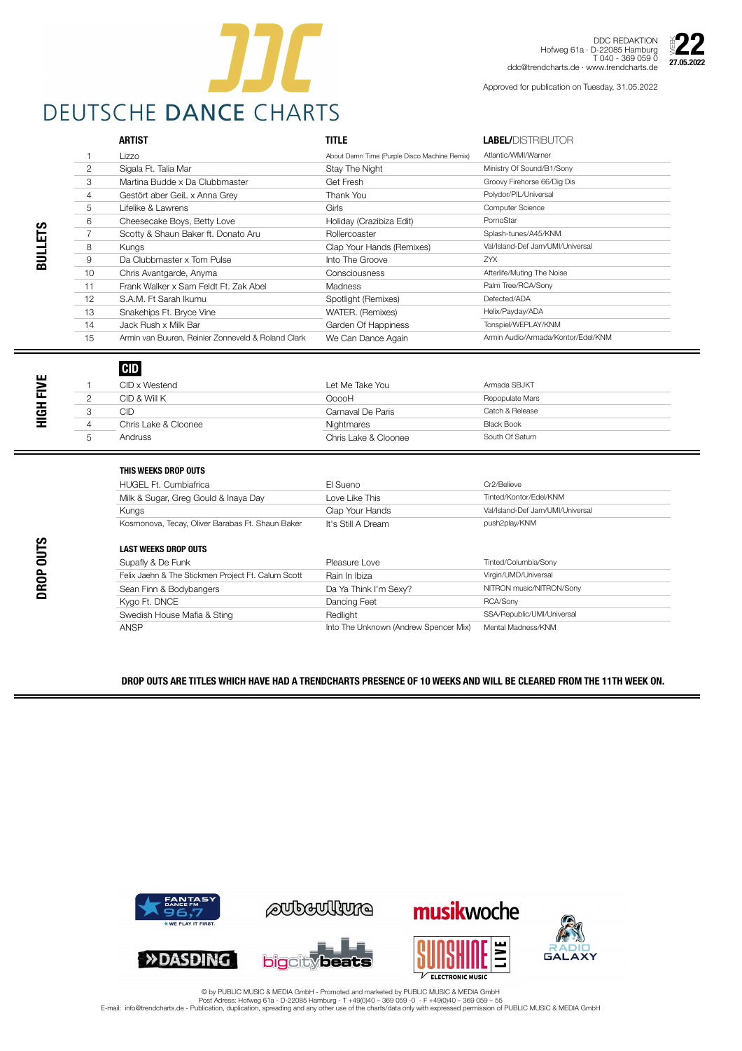DDC REDAKTION
Hofweg 61a · D-22085 Hamburg
T 040 - 369 059 0
ddc@trendcharts.de · www.trendcharts.de

WEEK **22**
**27.05.2022**

Approved for publication on Tuesday, 31.05.2022

# DEUTSCHE DANCE CHARTS

## BULLETS

| | ARTIST | TITLE | LABEL/DISTRIBUTOR |
|---|---|---|---|
| 1 | Lizzo | About Damn Time (Purple Disco Machine Remix) | Atlantic/WMI/Warner |
| 2 | Sigala Ft. Talia Mar | Stay The Night | Ministry Of Sound/B1/Sony |
| 3 | Martina Budde x Da Clubbmaster | Get Fresh | Groovy Firehorse 66/Dig Dis |
| 4 | Gestört aber GeiL x Anna Grey | Thank You | Polydor/PIL/Universal |
| 5 | Lifelike & Lawrens | Girls | Computer Science |
| 6 | Cheesecake Boys, Betty Love | Holiday (Crazibiza Edit) | PornoStar |
| 7 | Scotty & Shaun Baker ft. Donato Aru | Rollercoaster | Splash-tunes/A45/KNM |
| 8 | Kungs | Clap Your Hands (Remixes) | Val/Island-Def Jam/UMI/Universal |
| 9 | Da Clubbmaster x Tom Pulse | Into The Groove | ZYX |
| 10 | Chris Avantgarde, Anyma | Consciousness | Afterlife/Muting The Noise |
| 11 | Frank Walker x Sam Feldt Ft. Zak Abel | Madness | Palm Tree/RCA/Sony |
| 12 | S.A.M. Ft Sarah Ikumu | Spotlight (Remixes) | Defected/ADA |
| 13 | Snakehips Ft. Bryce Vine | WATER. (Remixes) | Helix/Payday/ADA |
| 14 | Jack Rush x Milk Bar | Garden Of Happiness | Tonspiel/WEPLAY/KNM |
| 15 | Armin van Buuren, Reinier Zonneveld & Roland Clark | We Can Dance Again | Armin Audio/Armada/Kontor/Edel/KNM |

## HIGH FIVE

**CID**

| | | | |
|---|---|---|---|
| 1 | CID x Westend | Let Me Take You | Armada SBJKT |
| 2 | CID & Will K | OoooH | Repopulate Mars |
| 3 | CID | Carnaval De Paris | Catch & Release |
| 4 | Chris Lake & Cloonee | Nightmares | Black Book |
| 5 | Andruss | Chris Lake & Cloonee | South Of Saturn |

## DROP OUTS

**THIS WEEKS DROP OUTS**

| | | |
|---|---|---|
| HUGEL Ft. Cumbiafrica | El Sueno | Cr2/Believe |
| Milk & Sugar, Greg Gould & Inaya Day | Love Like This | Tinted/Kontor/Edel/KNM |
| Kungs | Clap Your Hands | Val/Island-Def Jam/UMI/Universal |
| Kosmonova, Tecay, Oliver Barabas Ft. Shaun Baker | It's Still A Dream | push2play/KNM |

**LAST WEEKS DROP OUTS**

| | | |
|---|---|---|
| Supafly & De Funk | Pleasure Love | Tinted/Columbia/Sony |
| Felix Jaehn & The Stickmen Project Ft. Calum Scott | Rain In Ibiza | Virgin/UMD/Universal |
| Sean Finn & Bodybangers | Da Ya Think I'm Sexy? | NITRON music/NITRON/Sony |
| Kygo Ft. DNCE | Dancing Feet | RCA/Sony |
| Swedish House Mafia & Sting | Redlight | SSA/Republic/UMI/Universal |
| ANSP | Into The Unknown (Andrew Spencer Mix) | Mental Madness/KNM |

**DROP OUTS ARE TITLES WHICH HAVE HAD A TRENDCHARTS PRESENCE OF 10 WEEKS AND WILL BE CLEARED FROM THE 11TH WEEK ON.**

© by PUBLIC MUSIC & MEDIA GmbH - Promoted and marketed by PUBLIC MUSIC & MEDIA GmbH
Post Adress: Hofweg 61a - D-22085 Hamburg - T +49(0)40 – 369 059 -0 - F +49(0)40 – 369 059 – 55
E-mail: info@trendcharts.de - Publication, duplication, spreading and any other use of the charts/data only with expressed permission of PUBLIC MUSIC & MEDIA GmbH